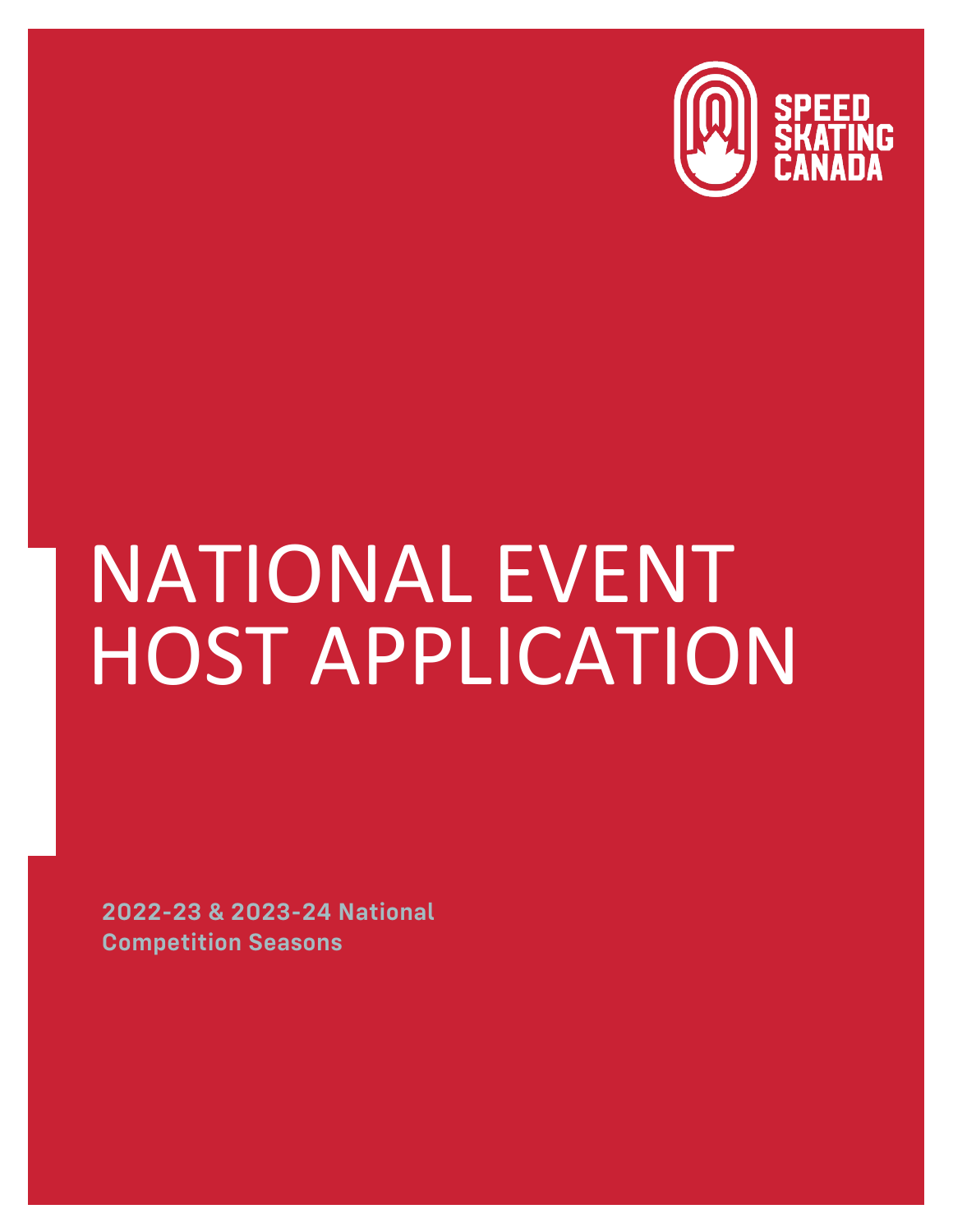SPEED SKATING CANADA

# NATIONAL EVENT HOST APPLICATION

**2022-23 & 2023-24 National Competition Seasons**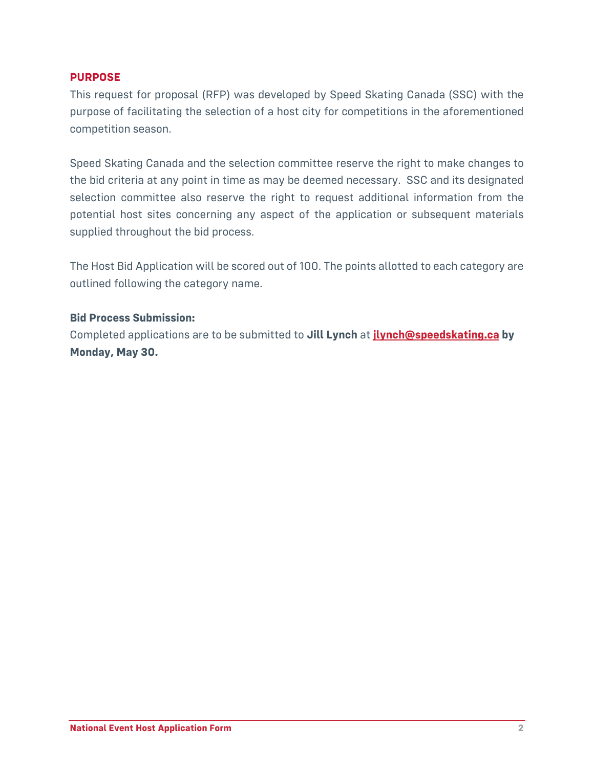## PURPOSE

This request for proposal (RFP) was developed by Speed Skating Canada (SSC) with the purpose of facilitating the selection of a host city for competitions in the aforementioned competition season.

Speed Skating Canada and the selection committee reserve the right to make changes to the bid criteria at any point in time as may be deemed necessary. SSC and its designated selection committee also reserve the right to request additional information from the potential host sites concerning any aspect of the application or subsequent materials supplied throughout the bid process.

The Host Bid Application will be scored out of 100. The points allotted to each category are outlined following the category name.

**Bid Process Submission:**

Completed applications are to be submitted to **Jill Lynch** at **jlynch@speedskating.ca by Monday, May 30.**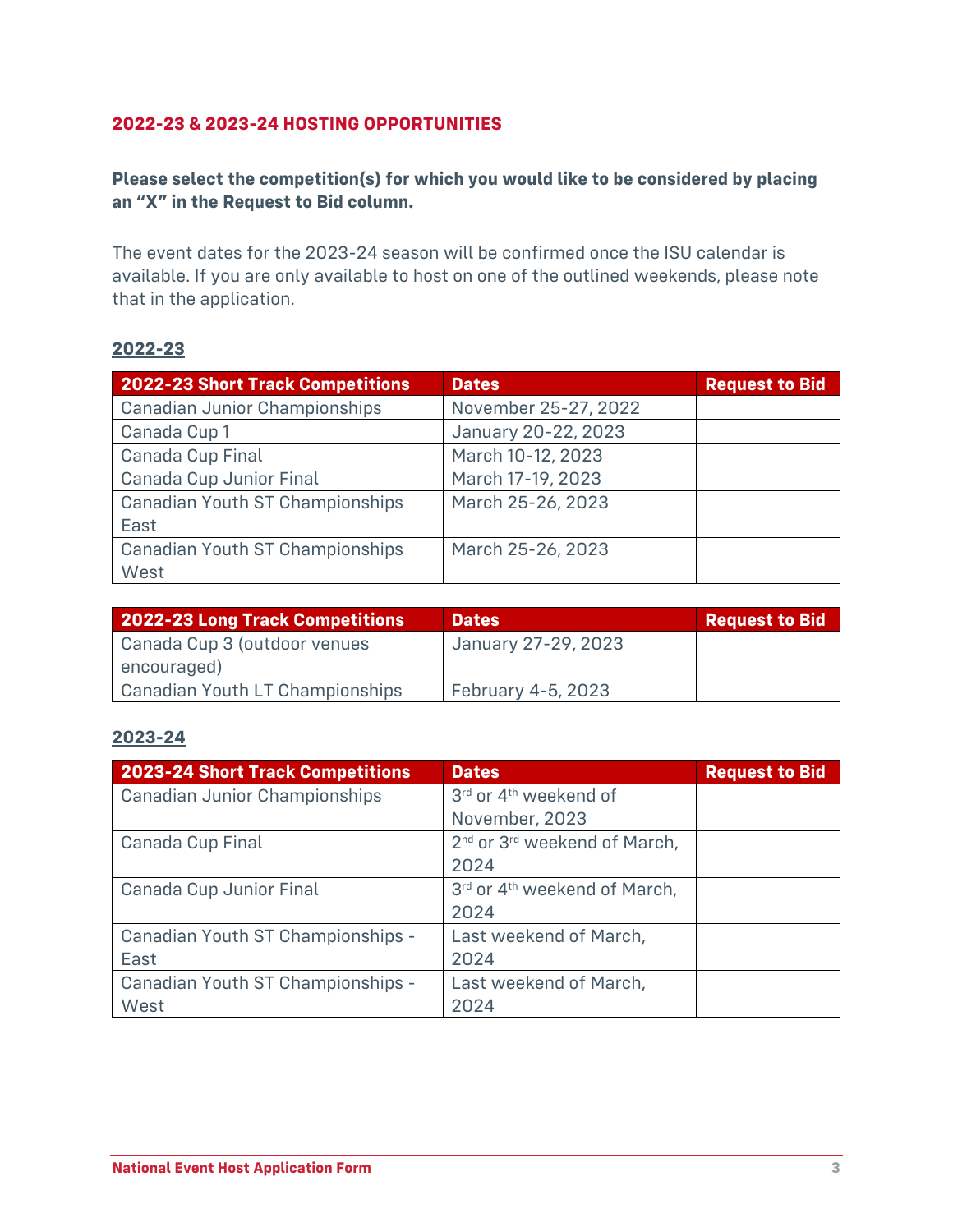## 2022-23 & 2023-24 HOSTING OPPORTUNITIES

**Please select the competition(s) for which you would like to be considered by placing an "X" in the Request to Bid column.**

The event dates for the 2023-24 season will be confirmed once the ISU calendar is available. If you are only available to host on one of the outlined weekends, please note that in the application.

### 2022-23

| 2022-23 Short Track Competitions | Dates | Request to Bid |
| --- | --- | --- |
| Canadian Junior Championships | November 25-27, 2022 | |
| Canada Cup 1 | January 20-22, 2023 | |
| Canada Cup Final | March 10-12, 2023 | |
| Canada Cup Junior Final | March 17-19, 2023 | |
| Canadian Youth ST Championships East | March 25-26, 2023 | |
| Canadian Youth ST Championships West | March 25-26, 2023 | |

| 2022-23 Long Track Competitions | Dates | Request to Bid |
| --- | --- | --- |
| Canada Cup 3 (outdoor venues encouraged) | January 27-29, 2023 | |
| Canadian Youth LT Championships | February 4-5, 2023 | |

### 2023-24

| 2023-24 Short Track Competitions | Dates | Request to Bid |
| --- | --- | --- |
| Canadian Junior Championships | 3rd or 4th weekend of November, 2023 | |
| Canada Cup Final | 2nd or 3rd weekend of March, 2024 | |
| Canada Cup Junior Final | 3rd or 4th weekend of March, 2024 | |
| Canadian Youth ST Championships - East | Last weekend of March, 2024 | |
| Canadian Youth ST Championships - West | Last weekend of March, 2024 | |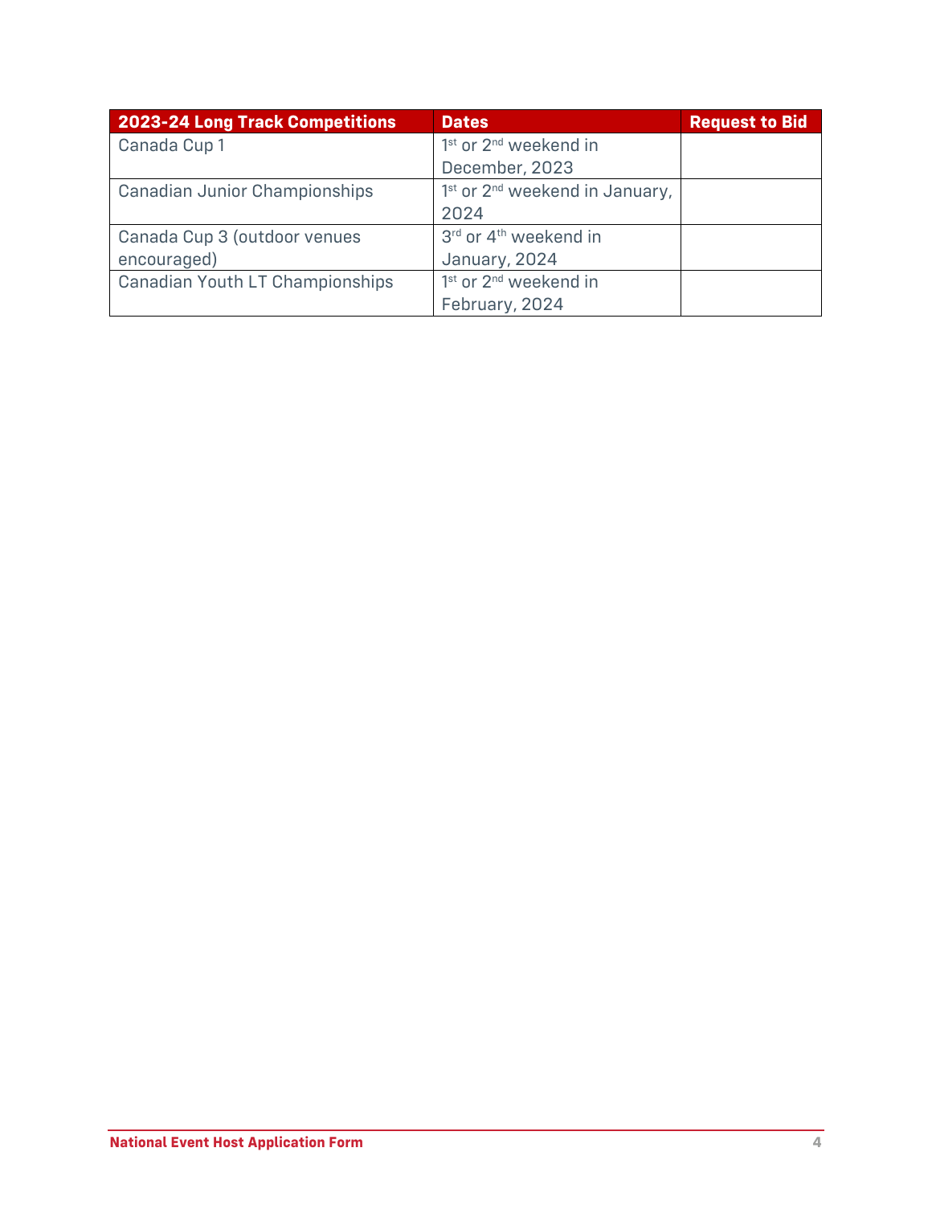| 2023-24 Long Track Competitions | Dates | Request to Bid |
| --- | --- | --- |
| Canada Cup 1 | 1st or 2nd weekend in December, 2023 | |
| Canadian Junior Championships | 1st or 2nd weekend in January, 2024 | |
| Canada Cup 3 (outdoor venues encouraged) | 3rd or 4th weekend in January, 2024 | |
| Canadian Youth LT Championships | 1st or 2nd weekend in February, 2024 | |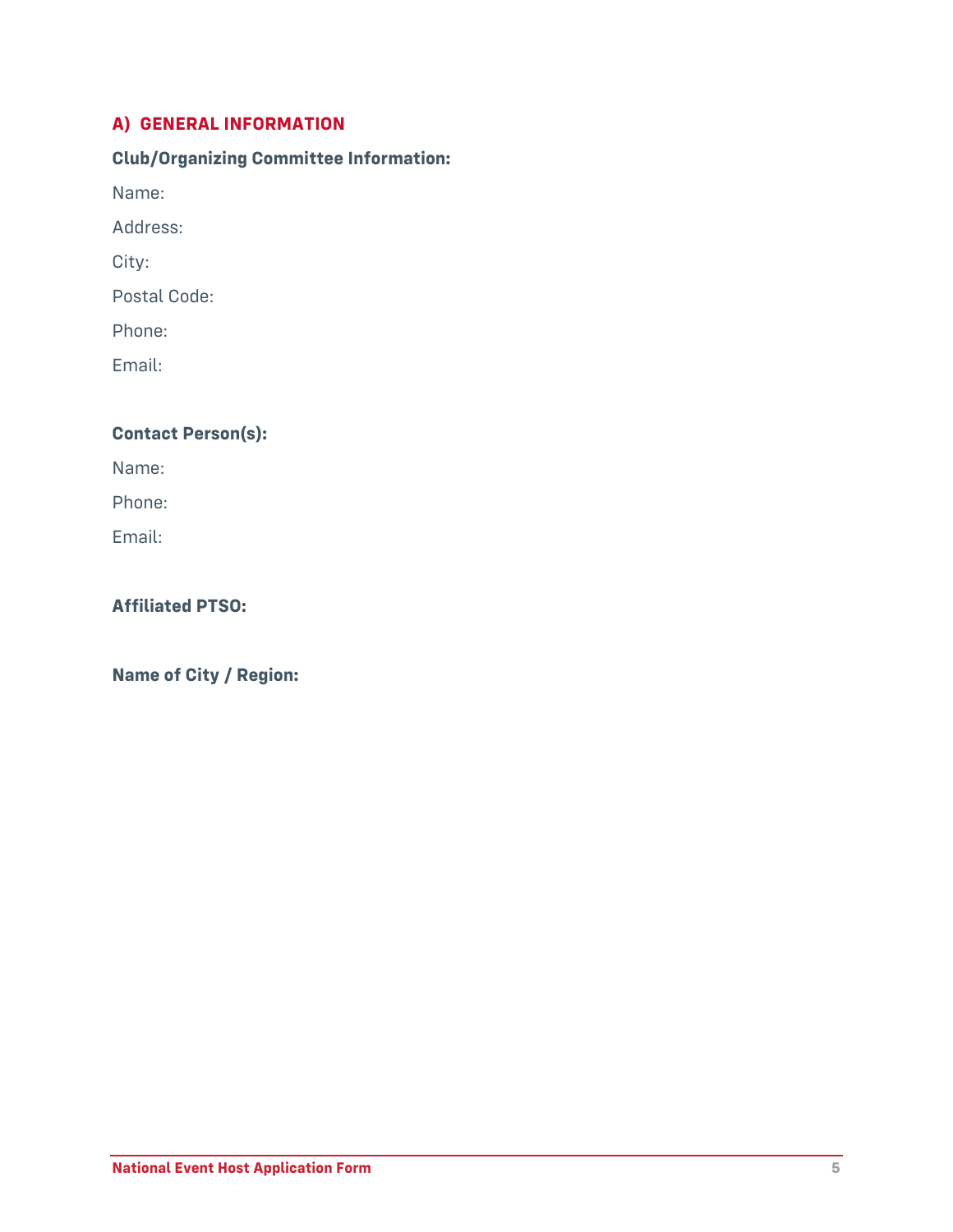## A) GENERAL INFORMATION

**Club/Organizing Committee Information:**

Name:

Address:

City:

Postal Code:

Phone:

Email:

**Contact Person(s):**

Name:

Phone:

Email:

**Affiliated PTSO:**

**Name of City / Region:**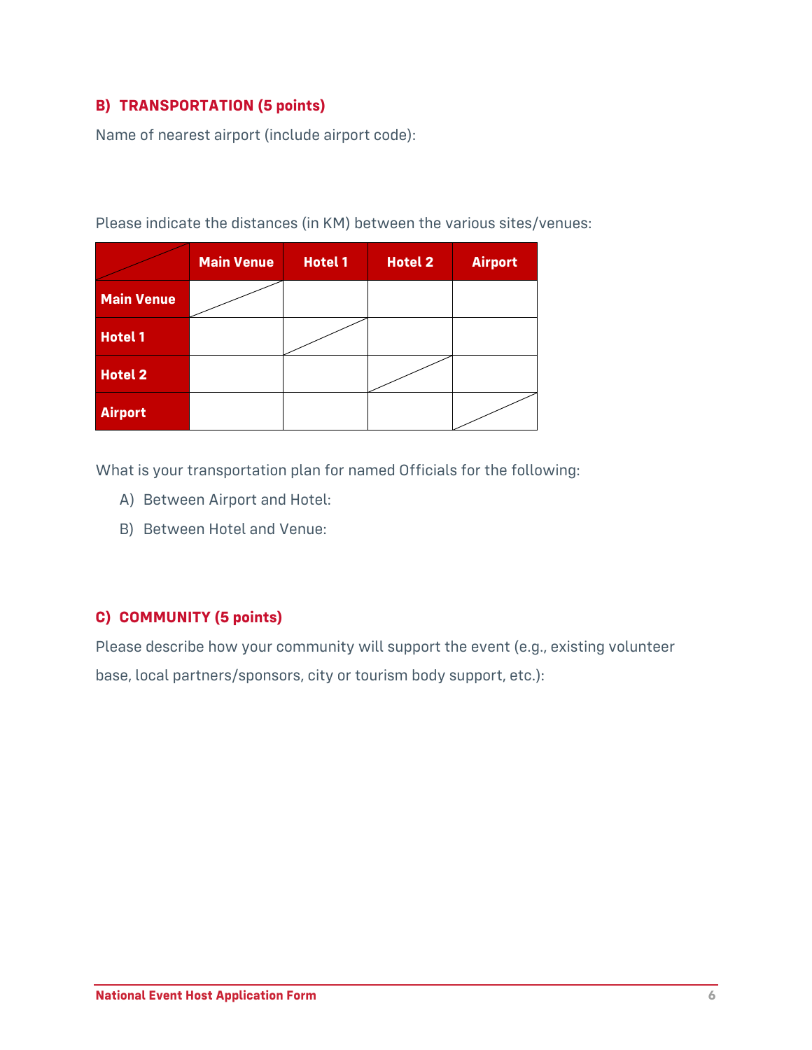## B) TRANSPORTATION (5 points)

Name of nearest airport (include airport code):

Please indicate the distances (in KM) between the various sites/venues:

| | Main Venue | Hotel 1 | Hotel 2 | Airport |
|---|---|---|---|---|
| **Main Venue** | | | | |
| **Hotel 1** | | | | |
| **Hotel 2** | | | | |
| **Airport** | | | | |

What is your transportation plan for named Officials for the following:

A) Between Airport and Hotel:

B) Between Hotel and Venue:

## C) COMMUNITY (5 points)

Please describe how your community will support the event (e.g., existing volunteer base, local partners/sponsors, city or tourism body support, etc.):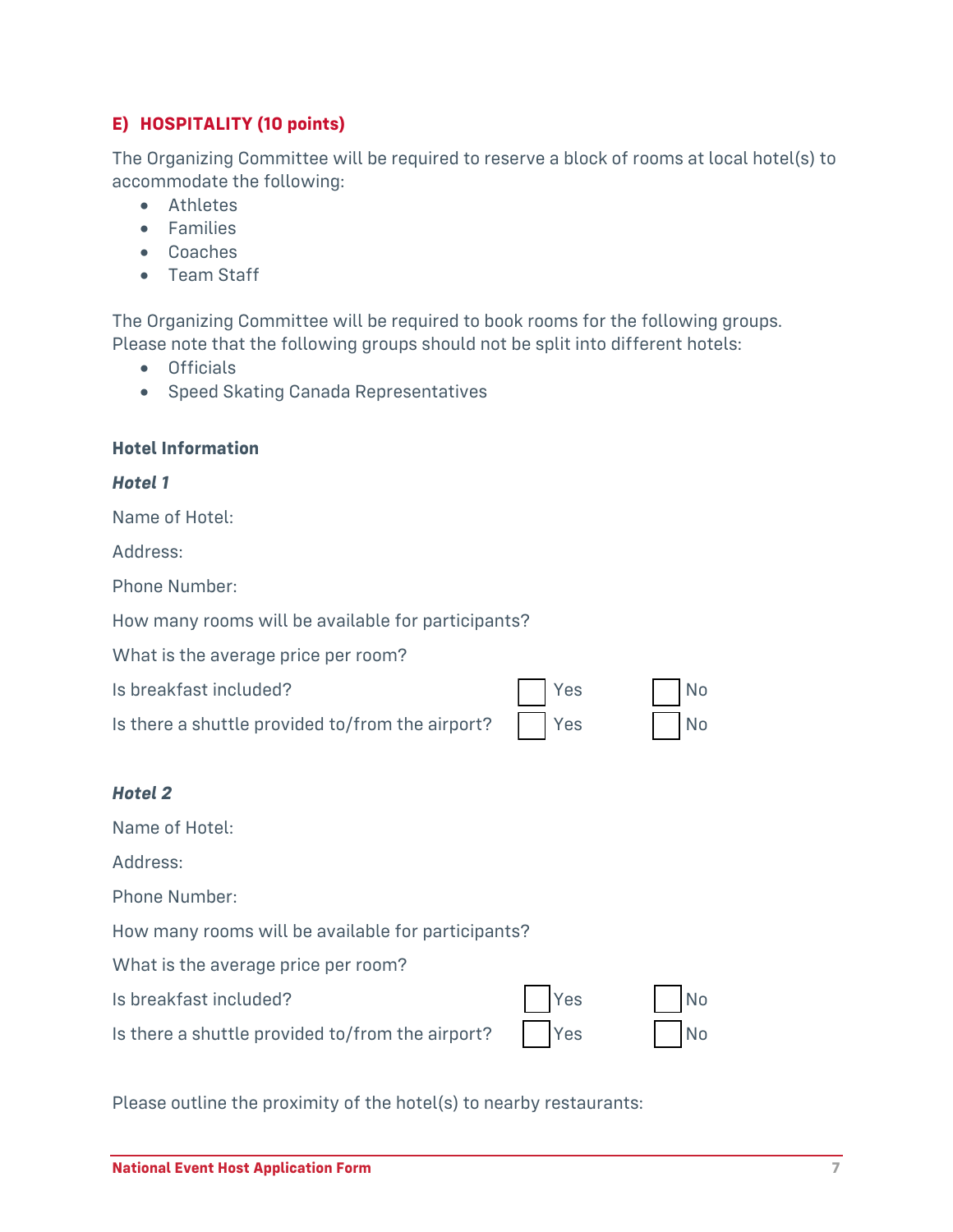## E) HOSPITALITY (10 points)

The Organizing Committee will be required to reserve a block of rooms at local hotel(s) to accommodate the following:

- Athletes
- Families
- Coaches
- Team Staff

The Organizing Committee will be required to book rooms for the following groups. Please note that the following groups should not be split into different hotels:

- Officials
- Speed Skating Canada Representatives

### Hotel Information

***Hotel 1***

Name of Hotel:

Address:

Phone Number:

How many rooms will be available for participants?

What is the average price per room?

Is breakfast included? ☐ Yes ☐ No

Is there a shuttle provided to/from the airport? ☐ Yes ☐ No

***Hotel 2***

Name of Hotel:

Address:

Phone Number:

How many rooms will be available for participants?

What is the average price per room?

Is breakfast included? ☐ Yes ☐ No

Is there a shuttle provided to/from the airport? ☐ Yes ☐ No

Please outline the proximity of the hotel(s) to nearby restaurants: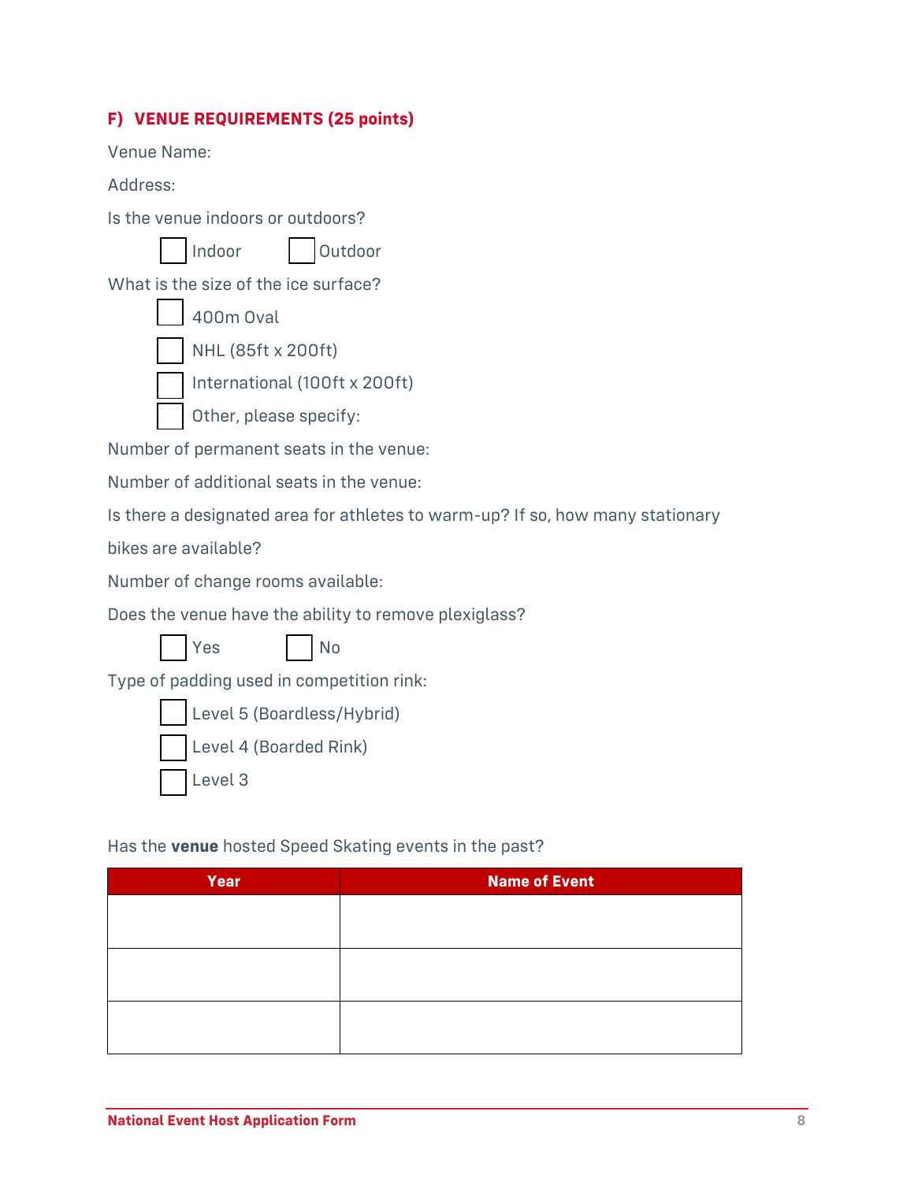## F) VENUE REQUIREMENTS (25 points)

Venue Name:

Address:

Is the venue indoors or outdoors?

- [ ] Indoor
- [ ] Outdoor

What is the size of the ice surface?

- [ ] 400m Oval
- [ ] NHL (85ft x 200ft)
- [ ] International (100ft x 200ft)
- [ ] Other, please specify:

Number of permanent seats in the venue:

Number of additional seats in the venue:

Is there a designated area for athletes to warm-up? If so, how many stationary bikes are available?

Number of change rooms available:

Does the venue have the ability to remove plexiglass?

- [ ] Yes
- [ ] No

Type of padding used in competition rink:

- [ ] Level 5 (Boardless/Hybrid)
- [ ] Level 4 (Boarded Rink)
- [ ] Level 3

Has the **venue** hosted Speed Skating events in the past?

| Year | Name of Event |
| --- | --- |
| | |
| | |
| | |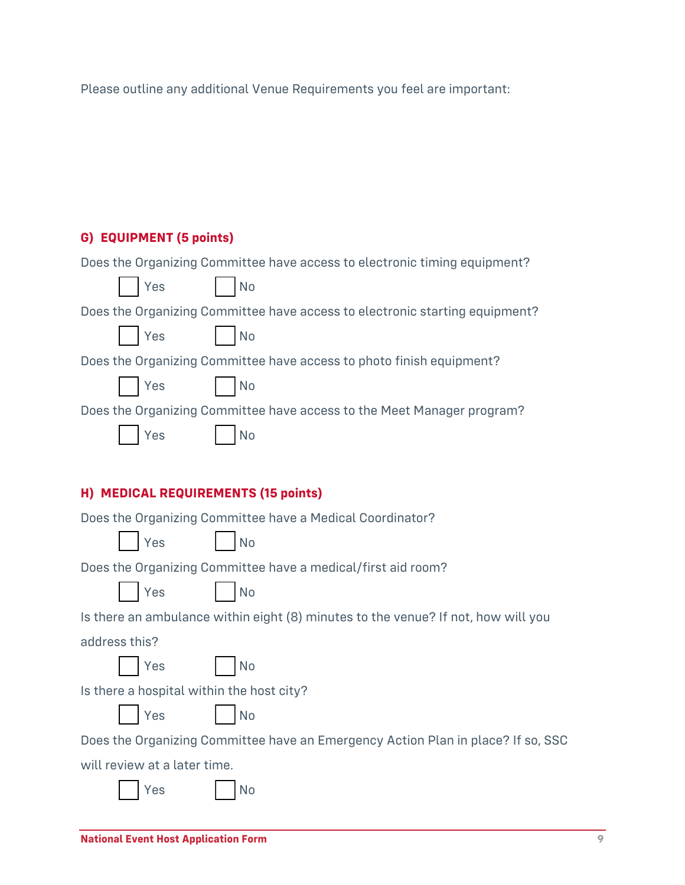Please outline any additional Venue Requirements you feel are important:

## G) EQUIPMENT (5 points)

Does the Organizing Committee have access to electronic timing equipment?

☐ Yes ☐ No

Does the Organizing Committee have access to electronic starting equipment?

☐ Yes ☐ No

Does the Organizing Committee have access to photo finish equipment?

☐ Yes ☐ No

Does the Organizing Committee have access to the Meet Manager program?

☐ Yes ☐ No

## H) MEDICAL REQUIREMENTS (15 points)

Does the Organizing Committee have a Medical Coordinator?

☐ Yes ☐ No

Does the Organizing Committee have a medical/first aid room?

☐ Yes ☐ No

Is there an ambulance within eight (8) minutes to the venue? If not, how will you address this?

☐ Yes ☐ No

Is there a hospital within the host city?

☐ Yes ☐ No

Does the Organizing Committee have an Emergency Action Plan in place? If so, SSC will review at a later time.

☐ Yes ☐ No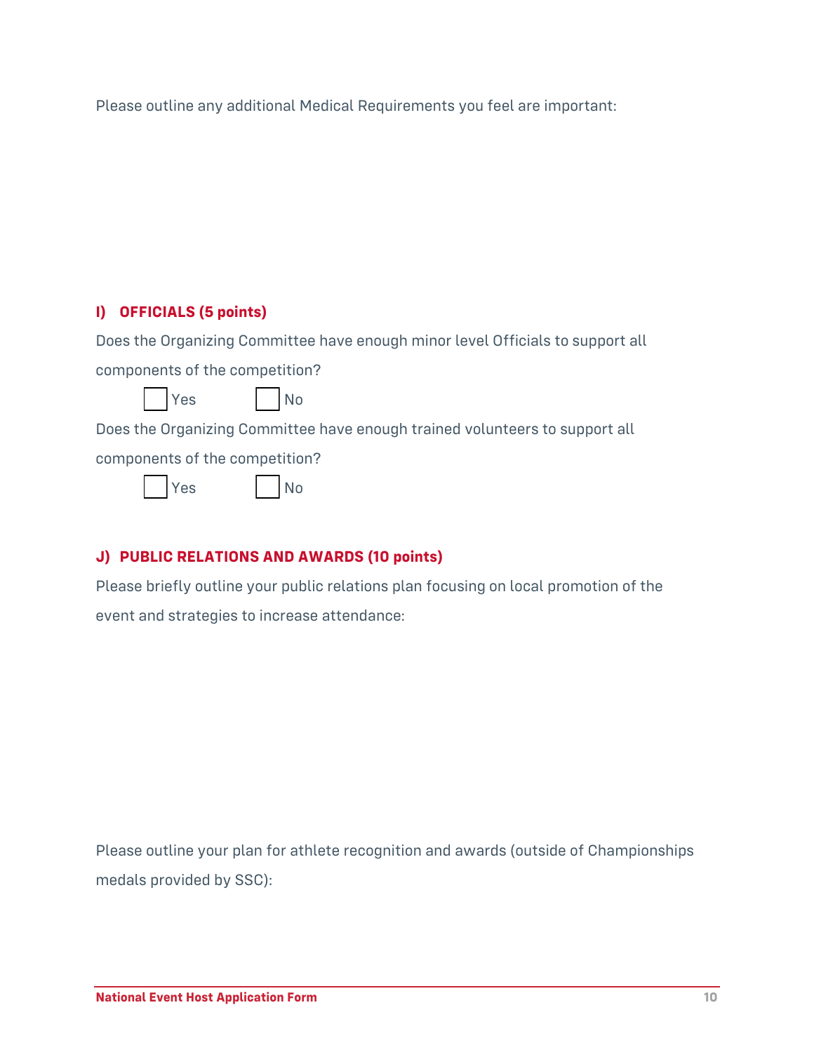Please outline any additional Medical Requirements you feel are important:

## I) OFFICIALS (5 points)

Does the Organizing Committee have enough minor level Officials to support all components of the competition?

☐ Yes ☐ No

Does the Organizing Committee have enough trained volunteers to support all components of the competition?

☐ Yes ☐ No

## J) PUBLIC RELATIONS AND AWARDS (10 points)

Please briefly outline your public relations plan focusing on local promotion of the event and strategies to increase attendance:

Please outline your plan for athlete recognition and awards (outside of Championships medals provided by SSC):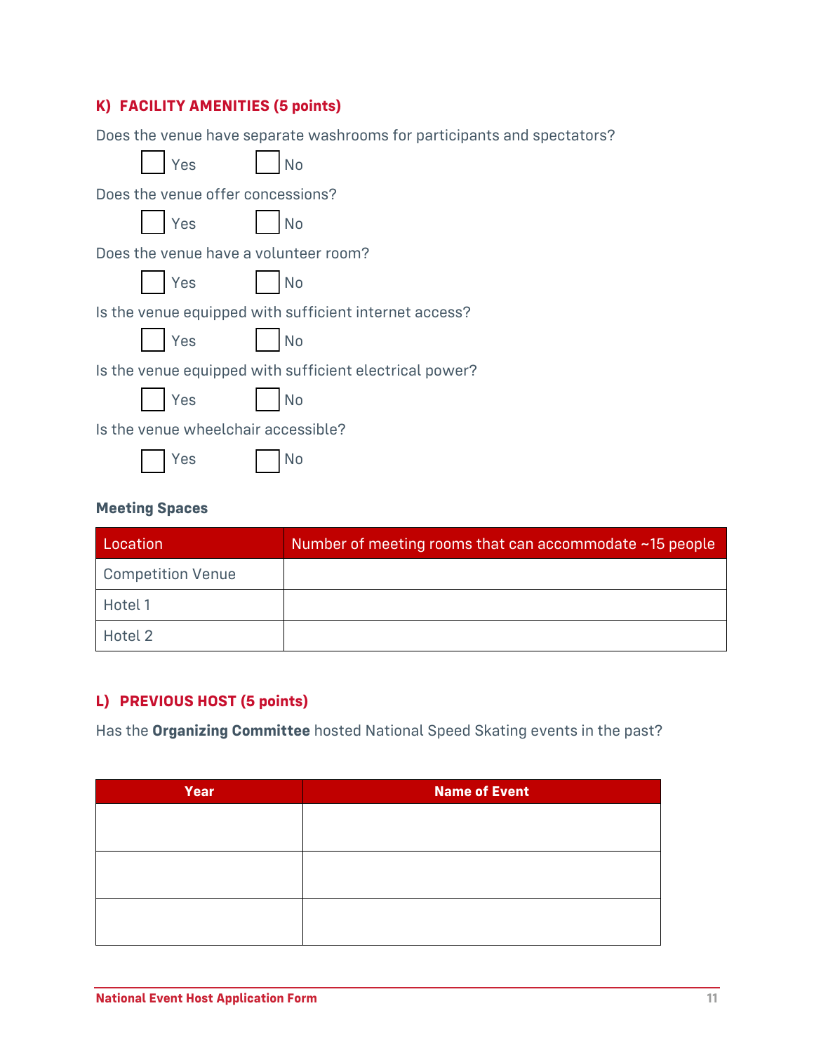## K) FACILITY AMENITIES (5 points)

Does the venue have separate washrooms for participants and spectators?

☐ Yes ☐ No

Does the venue offer concessions?

☐ Yes ☐ No

Does the venue have a volunteer room?

☐ Yes ☐ No

Is the venue equipped with sufficient internet access?

☐ Yes ☐ No

Is the venue equipped with sufficient electrical power?

☐ Yes ☐ No

Is the venue wheelchair accessible?

☐ Yes ☐ No

### Meeting Spaces

| Location | Number of meeting rooms that can accommodate ~15 people |
|---|---|
| Competition Venue | |
| Hotel 1 | |
| Hotel 2 | |

## L) PREVIOUS HOST (5 points)

Has the **Organizing Committee** hosted National Speed Skating events in the past?

| Year | Name of Event |
|---|---|
| | |
| | |
| | |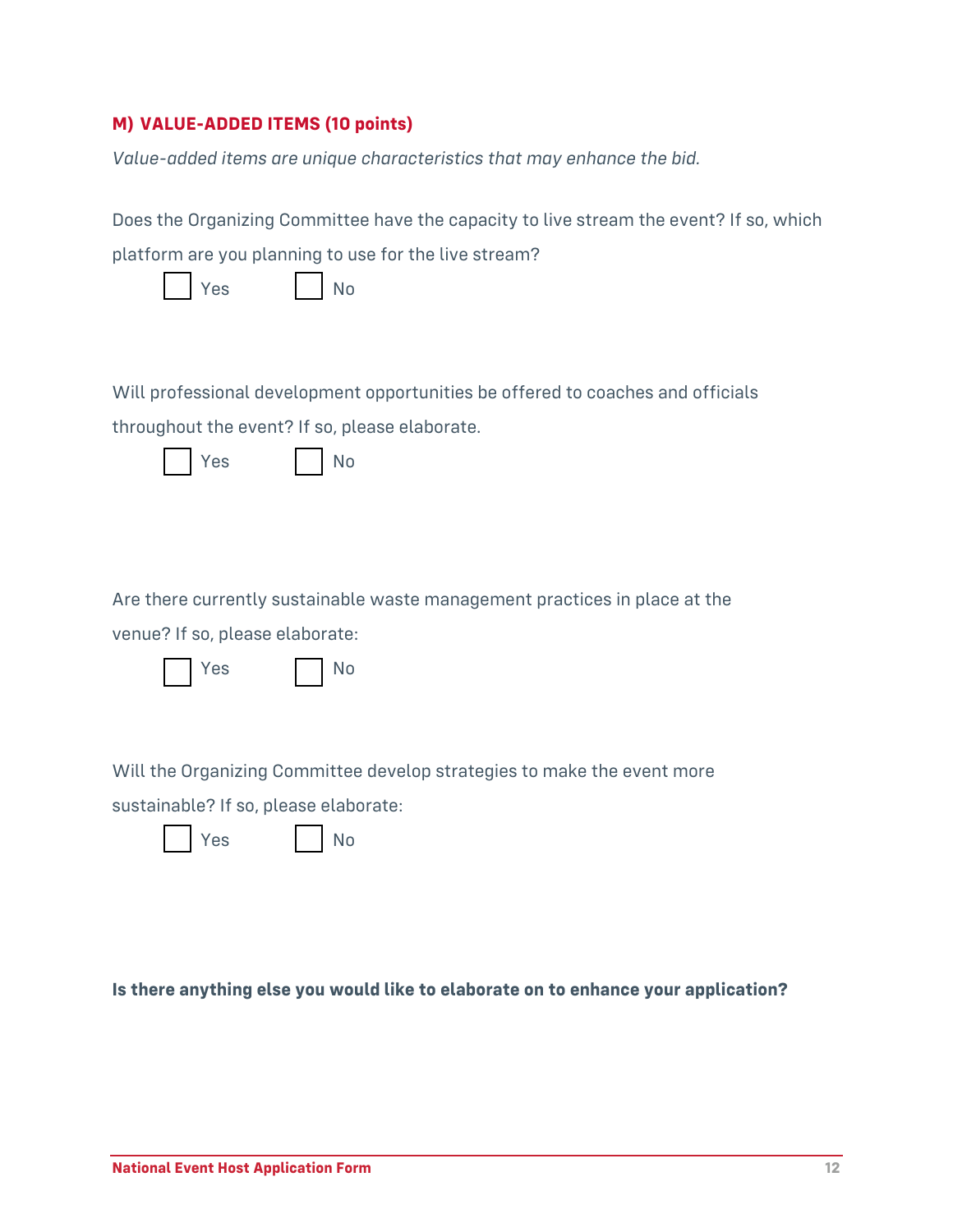## M) VALUE-ADDED ITEMS (10 points)

*Value-added items are unique characteristics that may enhance the bid.*

Does the Organizing Committee have the capacity to live stream the event? If so, which platform are you planning to use for the live stream?

☐ Yes ☐ No

Will professional development opportunities be offered to coaches and officials throughout the event? If so, please elaborate.

☐ Yes ☐ No

Are there currently sustainable waste management practices in place at the venue? If so, please elaborate:

☐ Yes ☐ No

Will the Organizing Committee develop strategies to make the event more sustainable? If so, please elaborate:

☐ Yes ☐ No

**Is there anything else you would like to elaborate on to enhance your application?**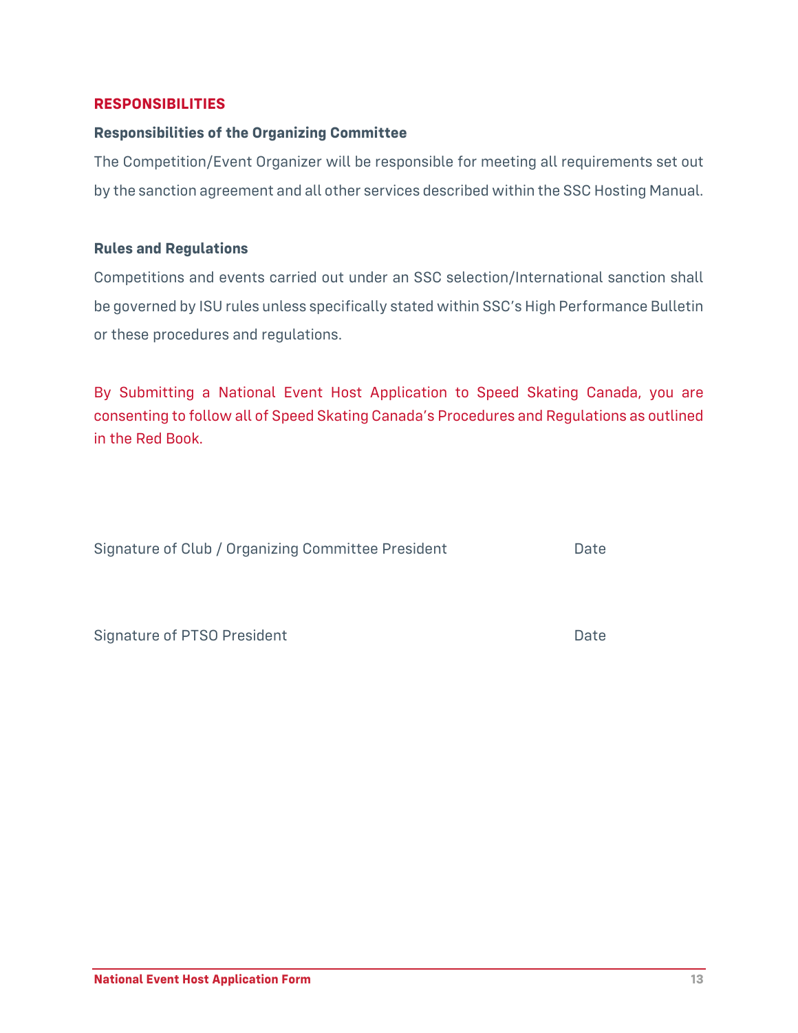## RESPONSIBILITIES

### Responsibilities of the Organizing Committee

The Competition/Event Organizer will be responsible for meeting all requirements set out by the sanction agreement and all other services described within the SSC Hosting Manual.

### Rules and Regulations

Competitions and events carried out under an SSC selection/International sanction shall be governed by ISU rules unless specifically stated within SSC's High Performance Bulletin or these procedures and regulations.

By Submitting a National Event Host Application to Speed Skating Canada, you are consenting to follow all of Speed Skating Canada's Procedures and Regulations as outlined in the Red Book.

Signature of Club / Organizing Committee President Date

Signature of PTSO President Date